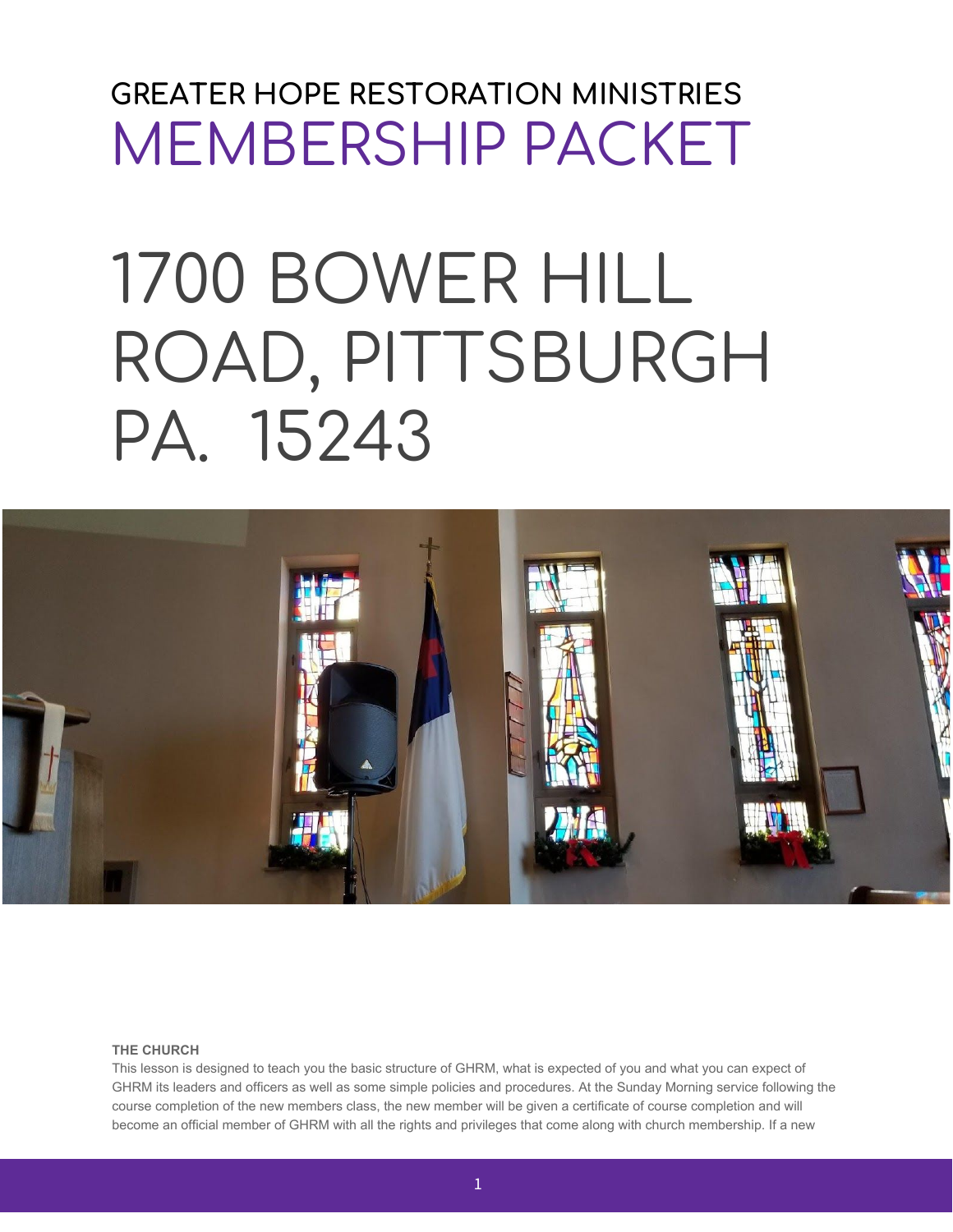# GREATER HOPE RESTORATION MINISTRIES

# MEMBERSHIP PACKET

# 1700 BOWER HILL ROAD, PITTSBURGH PA. 15243

**THE CHURCH**

This lesson is designed to teach you the basic structure of GHRM, what is expected of you and what you can expect of GHRM its leaders and officers as well as some simple policies and procedures. At the Sunday Morning service following the course completion of the new members class, the new member will be given a certificate of course completion and will become an official member of GHRM with all the rights and privileges that come along with church membership. If a new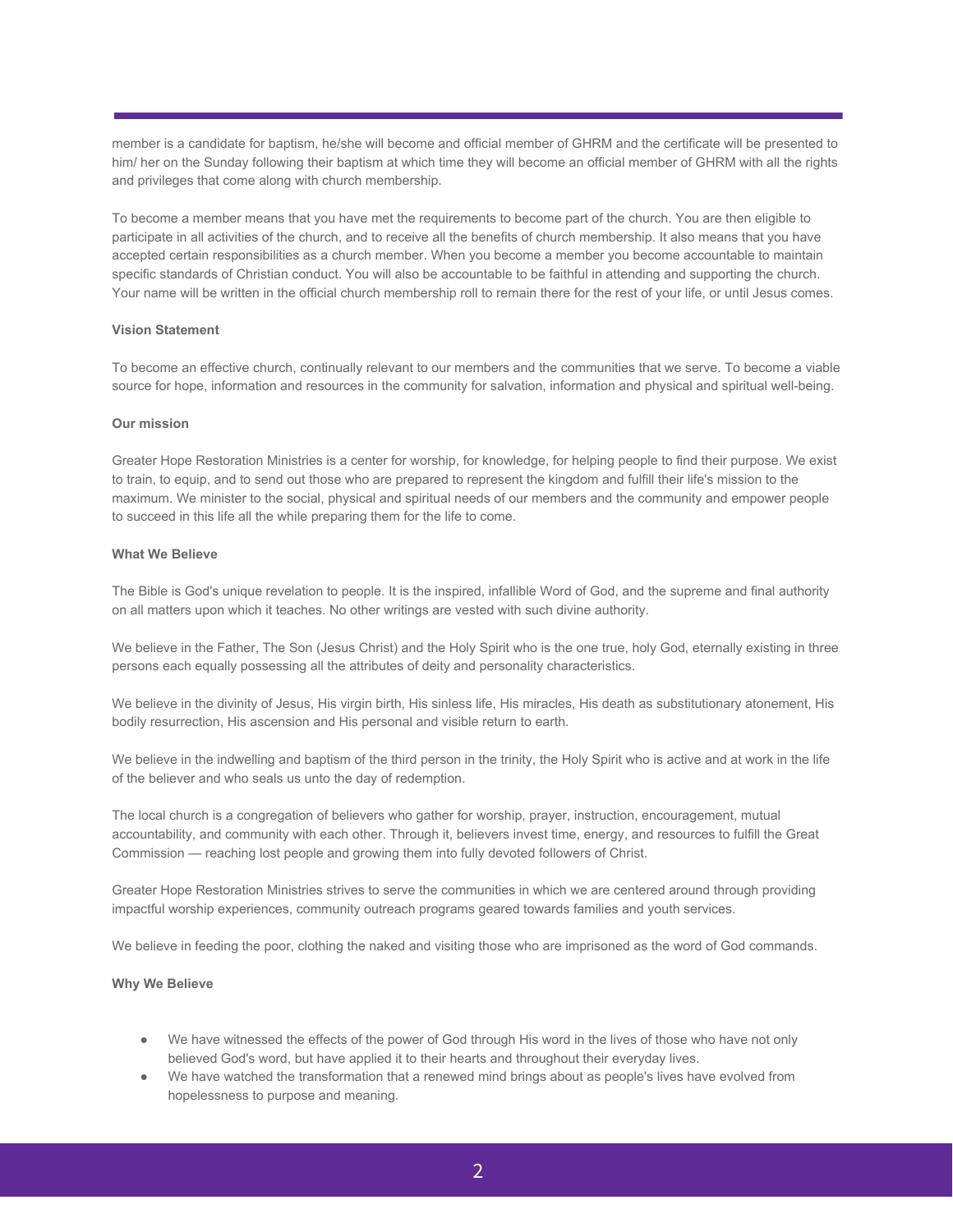member is a candidate for baptism, he/she will become and official member of GHRM and the certificate will be presented to him/ her on the Sunday following their baptism at which time they will become an official member of GHRM with all the rights and privileges that come along with church membership.

To become a member means that you have met the requirements to become part of the church. You are then eligible to participate in all activities of the church, and to receive all the benefits of church membership. It also means that you have accepted certain responsibilities as a church member. When you become a member you become accountable to maintain specific standards of Christian conduct. You will also be accountable to be faithful in attending and supporting the church. Your name will be written in the official church membership roll to remain there for the rest of your life, or until Jesus comes.

**Vision Statement**

To become an effective church, continually relevant to our members and the communities that we serve. To become a viable source for hope, information and resources in the community for salvation, information and physical and spiritual well-being.

**Our mission**

Greater Hope Restoration Ministries is a center for worship, for knowledge, for helping people to find their purpose. We exist to train, to equip, and to send out those who are prepared to represent the kingdom and fulfill their life's mission to the maximum. We minister to the social, physical and spiritual needs of our members and the community and empower people to succeed in this life all the while preparing them for the life to come.

**What We Believe**

The Bible is God's unique revelation to people. It is the inspired, infallible Word of God, and the supreme and final authority on all matters upon which it teaches. No other writings are vested with such divine authority.

We believe in the Father, The Son (Jesus Christ) and the Holy Spirit who is the one true, holy God, eternally existing in three persons each equally possessing all the attributes of deity and personality characteristics.

We believe in the divinity of Jesus, His virgin birth, His sinless life, His miracles, His death as substitutionary atonement, His bodily resurrection, His ascension and His personal and visible return to earth.

We believe in the indwelling and baptism of the third person in the trinity, the Holy Spirit who is active and at work in the life of the believer and who seals us unto the day of redemption.

The local church is a congregation of believers who gather for worship, prayer, instruction, encouragement, mutual accountability, and community with each other. Through it, believers invest time, energy, and resources to fulfill the Great Commission — reaching lost people and growing them into fully devoted followers of Christ.

Greater Hope Restoration Ministries strives to serve the communities in which we are centered around through providing impactful worship experiences, community outreach programs geared towards families and youth services.

We believe in feeding the poor, clothing the naked and visiting those who are imprisoned as the word of God commands.

**Why We Believe**

- We have witnessed the effects of the power of God through His word in the lives of those who have not only believed God's word, but have applied it to their hearts and throughout their everyday lives.
- We have watched the transformation that a renewed mind brings about as people's lives have evolved from hopelessness to purpose and meaning.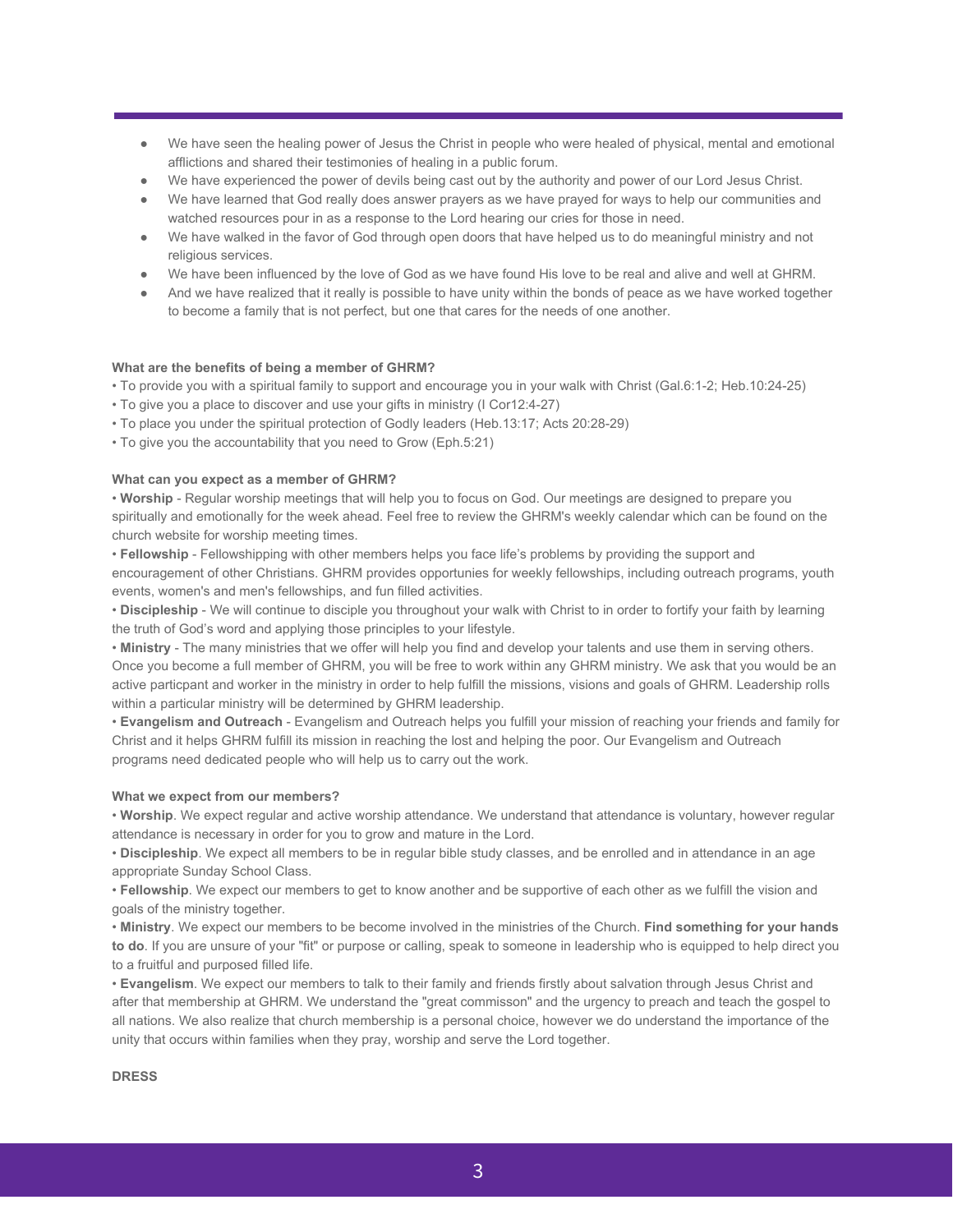- We have seen the healing power of Jesus the Christ in people who were healed of physical, mental and emotional afflictions and shared their testimonies of healing in a public forum.
- We have experienced the power of devils being cast out by the authority and power of our Lord Jesus Christ.
- We have learned that God really does answer prayers as we have prayed for ways to help our communities and watched resources pour in as a response to the Lord hearing our cries for those in need.
- We have walked in the favor of God through open doors that have helped us to do meaningful ministry and not religious services.
- We have been influenced by the love of God as we have found His love to be real and alive and well at GHRM.
- And we have realized that it really is possible to have unity within the bonds of peace as we have worked together to become a family that is not perfect, but one that cares for the needs of one another.

**What are the benefits of being a member of GHRM?**

• To provide you with a spiritual family to support and encourage you in your walk with Christ (Gal.6:1-2; Heb.10:24-25)
• To give you a place to discover and use your gifts in ministry (I Cor12:4-27)
• To place you under the spiritual protection of Godly leaders (Heb.13:17; Acts 20:28-29)
• To give you the accountability that you need to Grow (Eph.5:21)

**What can you expect as a member of GHRM?**

• **Worship** - Regular worship meetings that will help you to focus on God. Our meetings are designed to prepare you spiritually and emotionally for the week ahead. Feel free to review the GHRM's weekly calendar which can be found on the church website for worship meeting times.
• **Fellowship** - Fellowshipping with other members helps you face life's problems by providing the support and encouragement of other Christians. GHRM provides opportunies for weekly fellowships, including outreach programs, youth events, women's and men's fellowships, and fun filled activities.
• **Discipleship** - We will continue to disciple you throughout your walk with Christ to in order to fortify your faith by learning the truth of God's word and applying those principles to your lifestyle.
• **Ministry** - The many ministries that we offer will help you find and develop your talents and use them in serving others. Once you become a full member of GHRM, you will be free to work within any GHRM ministry. We ask that you would be an active particpant and worker in the ministry in order to help fulfill the missions, visions and goals of GHRM. Leadership rolls within a particular ministry will be determined by GHRM leadership.
• **Evangelism and Outreach** - Evangelism and Outreach helps you fulfill your mission of reaching your friends and family for Christ and it helps GHRM fulfill its mission in reaching the lost and helping the poor. Our Evangelism and Outreach programs need dedicated people who will help us to carry out the work.

**What we expect from our members?**

• **Worship**. We expect regular and active worship attendance. We understand that attendance is voluntary, however regular attendance is necessary in order for you to grow and mature in the Lord.
• **Discipleship**. We expect all members to be in regular bible study classes, and be enrolled and in attendance in an age appropriate Sunday School Class.
• **Fellowship**. We expect our members to get to know another and be supportive of each other as we fulfill the vision and goals of the ministry together.
• **Ministry**. We expect our members to be become involved in the ministries of the Church. **Find something for your hands to do**. If you are unsure of your "fit" or purpose or calling, speak to someone in leadership who is equipped to help direct you to a fruitful and purposed filled life.
• **Evangelism**. We expect our members to talk to their family and friends firstly about salvation through Jesus Christ and after that membership at GHRM. We understand the "great commisson" and the urgency to preach and teach the gospel to all nations. We also realize that church membership is a personal choice, however we do understand the importance of the unity that occurs within families when they pray, worship and serve the Lord together.

**DRESS**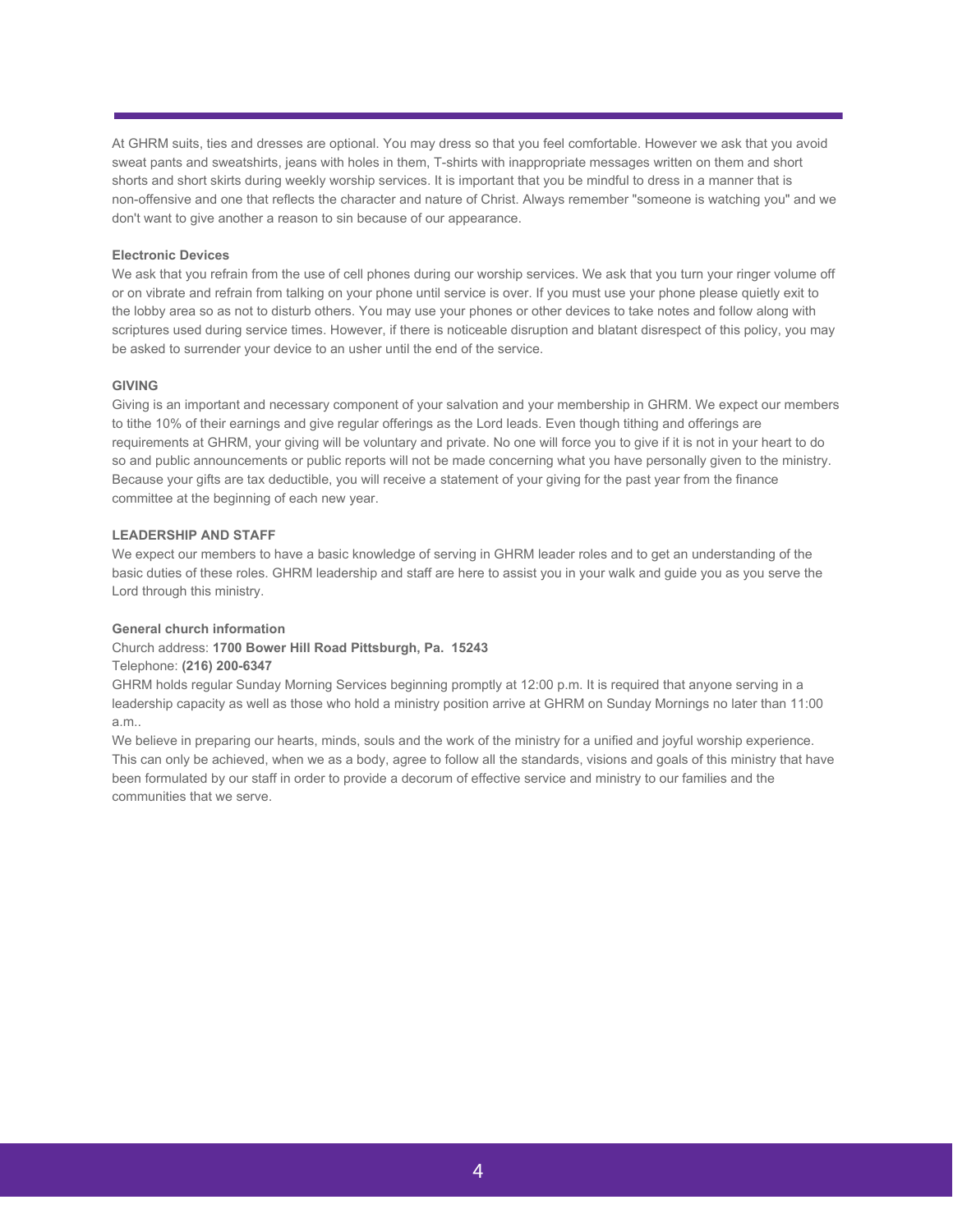At GHRM suits, ties and dresses are optional. You may dress so that you feel comfortable. However we ask that you avoid sweat pants and sweatshirts, jeans with holes in them, T-shirts with inappropriate messages written on them and short shorts and short skirts during weekly worship services. It is important that you be mindful to dress in a manner that is non-offensive and one that reflects the character and nature of Christ. Always remember "someone is watching you" and we don't want to give another a reason to sin because of our appearance.

**Electronic Devices**

We ask that you refrain from the use of cell phones during our worship services. We ask that you turn your ringer volume off or on vibrate and refrain from talking on your phone until service is over. If you must use your phone please quietly exit to the lobby area so as not to disturb others. You may use your phones or other devices to take notes and follow along with scriptures used during service times. However, if there is noticeable disruption and blatant disrespect of this policy, you may be asked to surrender your device to an usher until the end of the service.

**GIVING**

Giving is an important and necessary component of your salvation and your membership in GHRM. We expect our members to tithe 10% of their earnings and give regular offerings as the Lord leads. Even though tithing and offerings are requirements at GHRM, your giving will be voluntary and private. No one will force you to give if it is not in your heart to do so and public announcements or public reports will not be made concerning what you have personally given to the ministry. Because your gifts are tax deductible, you will receive a statement of your giving for the past year from the finance committee at the beginning of each new year.

**LEADERSHIP AND STAFF**

We expect our members to have a basic knowledge of serving in GHRM leader roles and to get an understanding of the basic duties of these roles. GHRM leadership and staff are here to assist you in your walk and guide you as you serve the Lord through this ministry.

**General church information**

Church address: **1700 Bower Hill Road Pittsburgh, Pa. 15243**

Telephone: **(216) 200-6347**

GHRM holds regular Sunday Morning Services beginning promptly at 12:00 p.m. It is required that anyone serving in a leadership capacity as well as those who hold a ministry position arrive at GHRM on Sunday Mornings no later than 11:00 a.m..

We believe in preparing our hearts, minds, souls and the work of the ministry for a unified and joyful worship experience. This can only be achieved, when we as a body, agree to follow all the standards, visions and goals of this ministry that have been formulated by our staff in order to provide a decorum of effective service and ministry to our families and the communities that we serve.